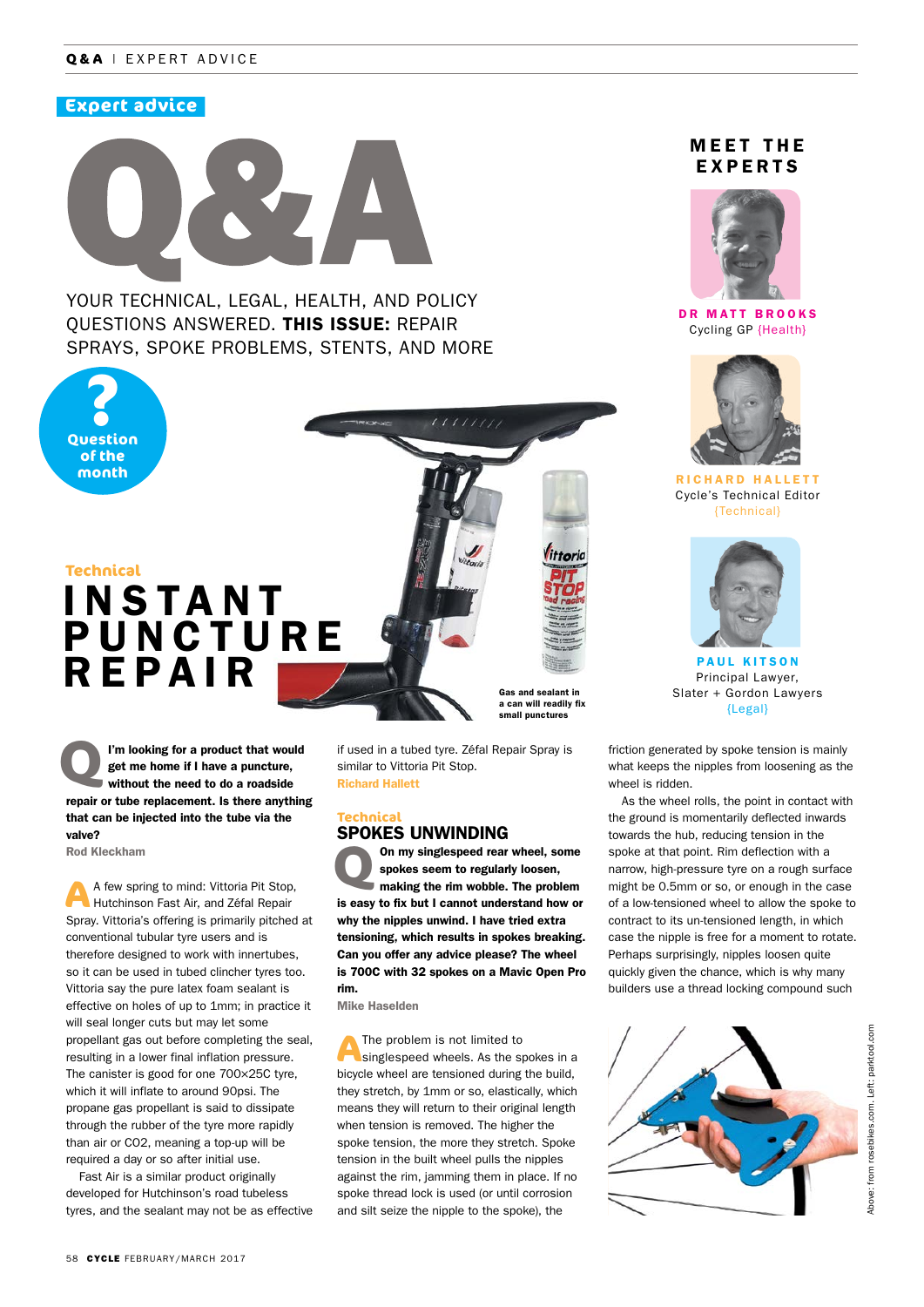Expert advice

# Q&A

YOUR TECHNICAL, LEGAL, HEALTH, AND POLICY QUESTIONS ANSWERED. **THIS ISSUE:** REPAIR SPRAYS, SPOKE PROBLEMS, STENTS, AND MORE

## MEET THE EXPERTS

**DR MATT BROOKS**
Cycling GP {Health}

**RICHARD HALLETT**
Cycle's Technical Editor
{Technical}

**PAUL KITSON**
Principal Lawyer,
Slater + Gordon Lawyers
{Legal}

Question of the month

Technical

## INSTANT PUNCTURE REPAIR

Gas and sealant in a can will readily fix small punctures

**Q I'm looking for a product that would get me home if I have a puncture, without the need to do a roadside repair or tube replacement. Is there anything that can be injected into the tube via the valve?**
Rod Kleckham

**A** A few spring to mind: Vittoria Pit Stop, Hutchinson Fast Air, and Zéfal Repair Spray. Vittoria's offering is primarily pitched at conventional tubular tyre users and is therefore designed to work with innertubes, so it can be used in tubed clincher tyres too. Vittoria say the pure latex foam sealant is effective on holes of up to 1mm; in practice it will seal longer cuts but may let some propellant gas out before completing the seal, resulting in a lower final inflation pressure. The canister is good for one 700×25C tyre, which it will inflate to around 90psi. The propane gas propellant is said to dissipate through the rubber of the tyre more rapidly than air or CO2, meaning a top-up will be required a day or so after initial use.

Fast Air is a similar product originally developed for Hutchinson's road tubeless tyres, and the sealant may not be as effective if used in a tubed tyre. Zéfal Repair Spray is similar to Vittoria Pit Stop.
Richard Hallett

Technical

## SPOKES UNWINDING

**Q On my singlespeed rear wheel, some spokes seem to regularly loosen, making the rim wobble. The problem is easy to fix but I cannot understand how or why the nipples unwind. I have tried extra tensioning, which results in spokes breaking. Can you offer any advice please? The wheel is 700C with 32 spokes on a Mavic Open Pro rim.**
Mike Haselden

**A** The problem is not limited to singlespeed wheels. As the spokes in a bicycle wheel are tensioned during the build, they stretch, by 1mm or so, elastically, which means they will return to their original length when tension is removed. The higher the spoke tension, the more they stretch. Spoke tension in the built wheel pulls the nipples against the rim, jamming them in place. If no spoke thread lock is used (or until corrosion and silt seize the nipple to the spoke), the friction generated by spoke tension is mainly what keeps the nipples from loosening as the wheel is ridden.

As the wheel rolls, the point in contact with the ground is momentarily deflected inwards towards the hub, reducing tension in the spoke at that point. Rim deflection with a narrow, high-pressure tyre on a rough surface might be 0.5mm or so, or enough in the case of a low-tensioned wheel to allow the spoke to contract to its un-tensioned length, in which case the nipple is free for a moment to rotate. Perhaps surprisingly, nipples loosen quite quickly given the chance, which is why many builders use a thread locking compound such

Above: from rosebikes.com. Left: parktool.com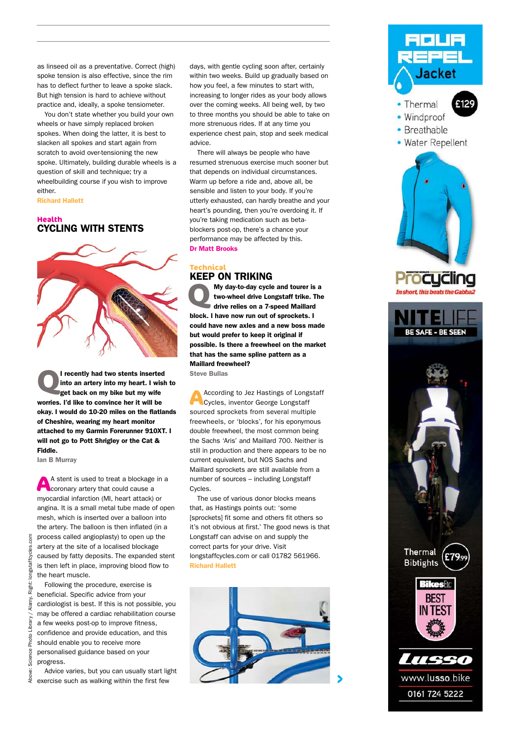as linseed oil as a preventative. Correct (high) spoke tension is also effective, since the rim has to deflect further to leave a spoke slack. But high tension is hard to achieve without practice and, ideally, a spoke tensiometer.

You don't state whether you build your own wheels or have simply replaced broken spokes. When doing the latter, it is best to slacken all spokes and start again from scratch to avoid over-tensioning the new spoke. Ultimately, building durable wheels is a question of skill and technique; try a wheelbuilding course if you wish to improve either.

**Richard Hallett**

### Health
## CYCLING WITH STENTS

**Q I recently had two stents inserted into an artery into my heart. I wish to get back on my bike but my wife worries. I'd like to convince her it will be okay. I would do 10-20 miles on the flatlands of Cheshire, wearing my heart monitor attached to my Garmin Forerunner 910XT. I will not go to Pott Shrigley or the Cat & Fiddle.**

**Ian B Murray**

**A** A stent is used to treat a blockage in a coronary artery that could cause a myocardial infarction (MI, heart attack) or angina. It is a small metal tube made of open mesh, which is inserted over a balloon into the artery. The balloon is then inflated (in a process called angioplasty) to open up the artery at the site of a localised blockage caused by fatty deposits. The expanded stent is then left in place, improving blood flow to the heart muscle.

Following the procedure, exercise is beneficial. Specific advice from your cardiologist is best. If this is not possible, you may be offered a cardiac rehabilitation course a few weeks post-op to improve fitness, confidence and provide education, and this should enable you to receive more personalised guidance based on your progress.

Advice varies, but you can usually start light exercise such as walking within the first few days, with gentle cycling soon after, certainly within two weeks. Build up gradually based on how you feel, a few minutes to start with, increasing to longer rides as your body allows over the coming weeks. All being well, by two to three months you should be able to take on more strenuous rides. If at any time you experience chest pain, stop and seek medical advice.

There will always be people who have resumed strenuous exercise much sooner but that depends on individual circumstances. Warm up before a ride and, above all, be sensible and listen to your body. If you're utterly exhausted, can hardly breathe and your heart's pounding, then you're overdoing it. If you're taking medication such as beta-blockers post-op, there's a chance your performance may be affected by this.

**Dr Matt Brooks**

### Technical
## KEEP ON TRIKING

**Q My day-to-day cycle and tourer is a two-wheel drive Longstaff trike. The drive relies on a 7-speed Maillard block. I have now run out of sprockets. I could have new axles and a new boss made but would prefer to keep it original if possible. Is there a freewheel on the market that has the same spline pattern as a Maillard freewheel?**

**Steve Bullas**

**A** According to Jez Hastings of Longstaff Cycles, inventor George Longstaff sourced sprockets from several multiple freewheels, or 'blocks', for his eponymous double freewheel, the most common being the Sachs 'Aris' and Maillard 700. Neither is still in production and there appears to be no current equivalent, but NOS Sachs and Maillard sprockets are still available from a number of sources – including Longstaff Cycles.

The use of various donor blocks means that, as Hastings points out: 'some [sprockets] fit some and others fit others so it's not obvious at first.' The good news is that Longstaff can advise on and supply the correct parts for your drive. Visit longstaffcycles.com or call 01782 561966.

**Richard Hallett**

Above: Science Photo Library / Alamy. Right: longstaffcycles.com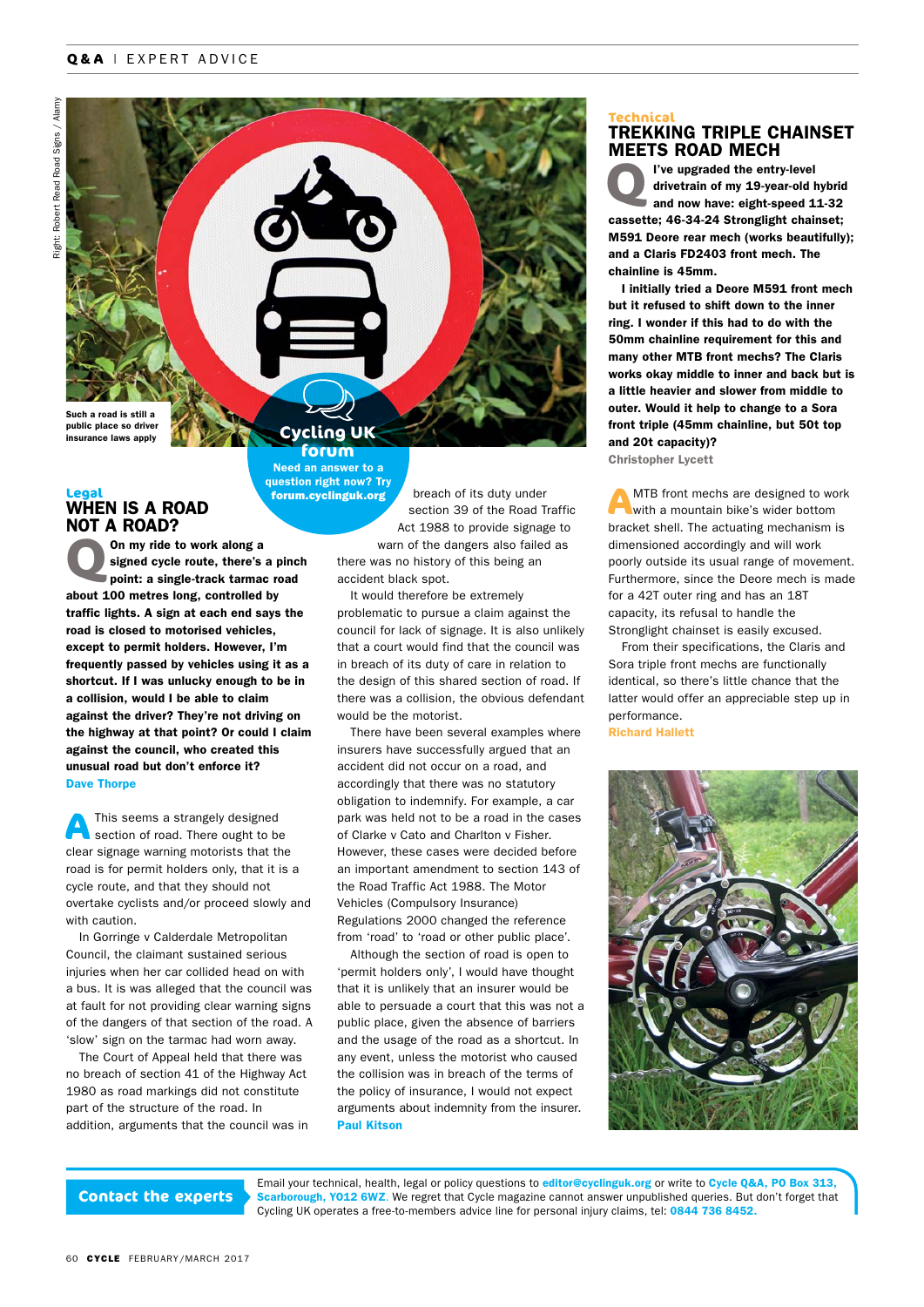Right: Robert Read Road Signs / Alamy

Such a road is still a public place so driver insurance laws apply

**Cycling UK forum**

Need an answer to a question right now? Try forum.cyclinguk.org

Legal

## WHEN IS A ROAD NOT A ROAD?

**Q On my ride to work along a signed cycle route, there's a pinch point: a single-track tarmac road about 100 metres long, controlled by traffic lights. A sign at each end says the road is closed to motorised vehicles, except to permit holders. However, I'm frequently passed by vehicles using it as a shortcut. If I was unlucky enough to be in a collision, would I be able to claim against the driver? They're not driving on the highway at that point? Or could I claim against the council, who created this unusual road but don't enforce it?**

**Dave Thorpe**

**A** This seems a strangely designed section of road. There ought to be clear signage warning motorists that the road is for permit holders only, that it is a cycle route, and that they should not overtake cyclists and/or proceed slowly and with caution.

In Gorringe v Calderdale Metropolitan Council, the claimant sustained serious injuries when her car collided head on with a bus. It is was alleged that the council was at fault for not providing clear warning signs of the dangers of that section of the road. A 'slow' sign on the tarmac had worn away.

The Court of Appeal held that there was no breach of section 41 of the Highway Act 1980 as road markings did not constitute part of the structure of the road. In addition, arguments that the council was in breach of its duty under section 39 of the Road Traffic Act 1988 to provide signage to warn of the dangers also failed as there was no history of this being an accident black spot.

It would therefore be extremely problematic to pursue a claim against the council for lack of signage. It is also unlikely that a court would find that the council was in breach of its duty of care in relation to the design of this shared section of road. If there was a collision, the obvious defendant would be the motorist.

There have been several examples where insurers have successfully argued that an accident did not occur on a road, and accordingly that there was no statutory obligation to indemnify. For example, a car park was held not to be a road in the cases of Clarke v Cato and Charlton v Fisher. However, these cases were decided before an important amendment to section 143 of the Road Traffic Act 1988. The Motor Vehicles (Compulsory Insurance) Regulations 2000 changed the reference from 'road' to 'road or other public place'.

Although the section of road is open to 'permit holders only', I would have thought that it is unlikely that an insurer would be able to persuade a court that this was not a public place, given the absence of barriers and the usage of the road as a shortcut. In any event, unless the motorist who caused the collision was in breach of the terms of the policy of insurance, I would not expect arguments about indemnity from the insurer.

**Paul Kitson**

Technical

## TREKKING TRIPLE CHAINSET MEETS ROAD MECH

**Q I've upgraded the entry-level drivetrain of my 19-year-old hybrid and now have: eight-speed 11-32 cassette; 46-34-24 Stronglight chainset; M591 Deore rear mech (works beautifully); and a Claris FD2403 front mech. The chainline is 45mm.**

**I initially tried a Deore M591 front mech but it refused to shift down to the inner ring. I wonder if this had to do with the 50mm chainline requirement for this and many other MTB front mechs? The Claris works okay middle to inner and back but is a little heavier and slower from middle to outer. Would it help to change to a Sora front triple (45mm chainline, but 50t top and 20t capacity)?**

**Christopher Lycett**

**A** MTB front mechs are designed to work with a mountain bike's wider bottom bracket shell. The actuating mechanism is dimensioned accordingly and will work poorly outside its usual range of movement. Furthermore, since the Deore mech is made for a 42T outer ring and has an 18T capacity, its refusal to handle the Stronglight chainset is easily excused.

From their specifications, the Claris and Sora triple front mechs are functionally identical, so there's little chance that the latter would offer an appreciable step up in performance.

**Richard Hallett**

**Contact the experts**

Email your technical, health, legal or policy questions to editor@cyclinguk.org or write to Cycle Q&A, PO Box 313, Scarborough, YO12 6WZ. We regret that Cycle magazine cannot answer unpublished queries. But don't forget that Cycling UK operates a free-to-members advice line for personal injury claims, tel: 0844 736 8452.